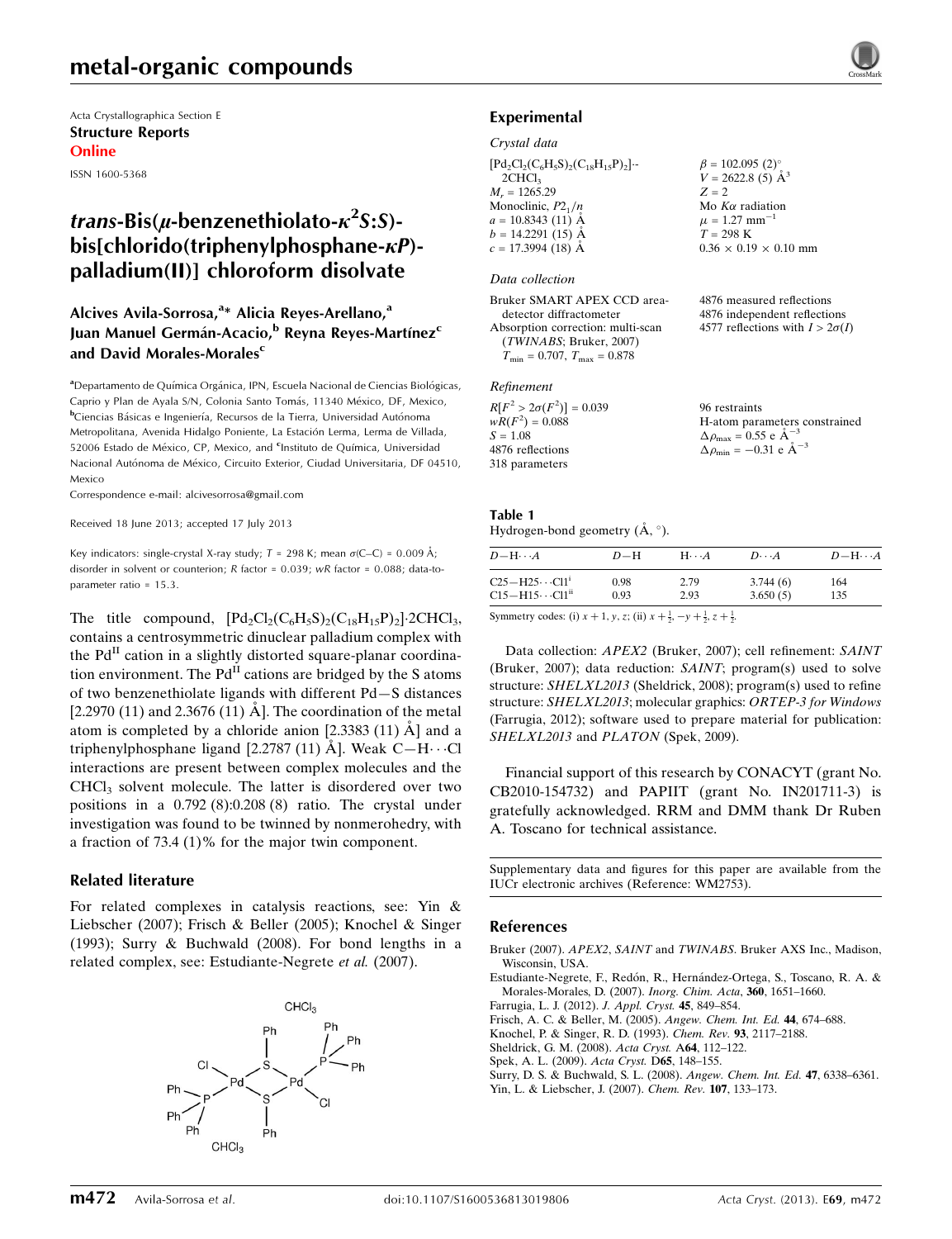Acta Crystallographica Section E

**Structure Reports**

**Online**

ISSN 1600-5368

# *trans*-Bis($\mu$-benzenethiolato-$\kappa^2 S$:$S$)-bis[chlorido(triphenylphosphane-$\kappa P$)-palladium(II)] chloroform disolvate

**Alcives Avila-Sorrosa,[a]* Alicia Reyes-Arellano,[a] Juan Manuel Germán-Acacio,[b] Reyna Reyes-Martínez[c] and David Morales-Morales[c]**

[a]Departamento de Química Orgánica, IPN, Escuela Nacional de Ciencias Biológicas, Caprio y Plan de Ayala S/N, Colonia Santo Tomás, 11340 México, DF, Mexico, [b]Ciencias Básicas e Ingeniería, Recursos de la Tierra, Universidad Autónoma Metropolitana, Avenida Hidalgo Poniente, La Estación Lerma, Lerma de Villada, 52006 Estado de México, CP, Mexico, and [c]Instituto de Química, Universidad Nacional Autónoma de México, Circuito Exterior, Ciudad Universitaria, DF 04510, Mexico

Correspondence e-mail: alcivesorrosa@gmail.com

Received 18 June 2013; accepted 17 July 2013

Key indicators: single-crystal X-ray study; $T$ = 298 K; mean $\sigma$(C–C) = 0.009 Å; disorder in solvent or counterion; $R$ factor = 0.039; $wR$ factor = 0.088; data-to-parameter ratio = 15.3.

The title compound, $[Pd_2Cl_2(C_6H_5S)_2(C_{18}H_{15}P)_2]\cdot 2CHCl_3$, contains a centrosymmetric dinuclear palladium complex with the $Pd^{II}$ cation in a slightly distorted square-planar coordination environment. The $Pd^{II}$ cations are bridged by the S atoms of two benzenethiolate ligands with different Pd—S distances [2.2970 (11) and 2.3676 (11) Å]. The coordination of the metal atom is completed by a chloride anion [2.3383 (11) Å] and a triphenylphosphane ligand [2.2787 (11) Å]. Weak C—H···Cl interactions are present between complex molecules and the $CHCl_3$ solvent molecule. The latter is disordered over two positions in a 0.792 (8):0.208 (8) ratio. The crystal under investigation was found to be twinned by nonmerohedry, with a fraction of 73.4 (1)% for the major twin component.

## Related literature

For related complexes in catalysis reactions, see: Yin & Liebscher (2007); Frisch & Beller (2005); Knochel & Singer (1993); Surry & Buchwald (2008). For bond lengths in a related complex, see: Estudiante-Negrete *et al.* (2007).

## Experimental

### Crystal data

$[Pd_2Cl_2(C_6H_5S)_2(C_{18}H_{15}P)_2]\cdot 2CHCl_3$
$M_r$ = 1265.29
Monoclinic, $P2_1/n$
$a$ = 10.8343 (11) Å
$b$ = 14.2291 (15) Å
$c$ = 17.3994 (18) Å
$\beta$ = 102.095 (2)°
$V$ = 2622.8 (5) Å$^3$
$Z$ = 2
Mo $K\alpha$ radiation
$\mu$ = 1.27 mm$^{-1}$
$T$ = 298 K
0.36 × 0.19 × 0.10 mm

### Data collection

Bruker SMART APEX CCD area-detector diffractometer
Absorption correction: multi-scan (*TWINABS*; Bruker, 2007)
$T_{min}$ = 0.707, $T_{max}$ = 0.878
4876 measured reflections
4876 independent reflections
4577 reflections with $I > 2\sigma(I)$

### Refinement

$R[F^2 > 2\sigma(F^2)]$ = 0.039
$wR(F^2)$ = 0.088
$S$ = 1.08
4876 reflections
318 parameters
96 restraints
H-atom parameters constrained
$\Delta\rho_{max}$ = 0.55 e Å$^{-3}$
$\Delta\rho_{min}$ = −0.31 e Å$^{-3}$

**Table 1**
Hydrogen-bond geometry (Å, °).

| $D$—H···$A$ | $D$—H | H···$A$ | $D$···$A$ | $D$—H···$A$ |
|---|---|---|---|---|
| C25—H25···Cl1[i] | 0.98 | 2.79 | 3.744 (6) | 164 |
| C15—H15···Cl1[ii] | 0.93 | 2.93 | 3.650 (5) | 135 |

Symmetry codes: (i) $x+1, y, z$; (ii) $x+\frac{1}{2}, -y+\frac{1}{2}, z+\frac{1}{2}$.

Data collection: *APEX2* (Bruker, 2007); cell refinement: *SAINT* (Bruker, 2007); data reduction: *SAINT*; program(s) used to solve structure: *SHELXL2013* (Sheldrick, 2008); program(s) used to refine structure: *SHELXL2013*; molecular graphics: *ORTEP-3 for Windows* (Farrugia, 2012); software used to prepare material for publication: *SHELXL2013* and *PLATON* (Spek, 2009).

Financial support of this research by CONACYT (grant No. CB2010-154732) and PAPIIT (grant No. IN201711-3) is gratefully acknowledged. RRM and DMM thank Dr Ruben A. Toscano for technical assistance.

Supplementary data and figures for this paper are available from the IUCr electronic archives (Reference: WM2753).

## References

Bruker (2007). *APEX2*, *SAINT* and *TWINABS*. Bruker AXS Inc., Madison, Wisconsin, USA.

Estudiante-Negrete, F., Redón, R., Hernández-Ortega, S., Toscano, R. A. & Morales-Morales, D. (2007). *Inorg. Chim. Acta*, **360**, 1651–1660.

Farrugia, L. J. (2012). *J. Appl. Cryst.* **45**, 849–854.

Frisch, A. C. & Beller, M. (2005). *Angew. Chem. Int. Ed.* **44**, 674–688.

Knochel, P. & Singer, R. D. (1993). *Chem. Rev.* **93**, 2117–2188.

Sheldrick, G. M. (2008). *Acta Cryst.* A**64**, 112–122.

Spek, A. L. (2009). *Acta Cryst.* D**65**, 148–155.

Surry, D. S. & Buchwald, S. L. (2008). *Angew. Chem. Int. Ed.* **47**, 6338–6361.

Yin, L. & Liebscher, J. (2007). *Chem. Rev.* **107**, 133–173.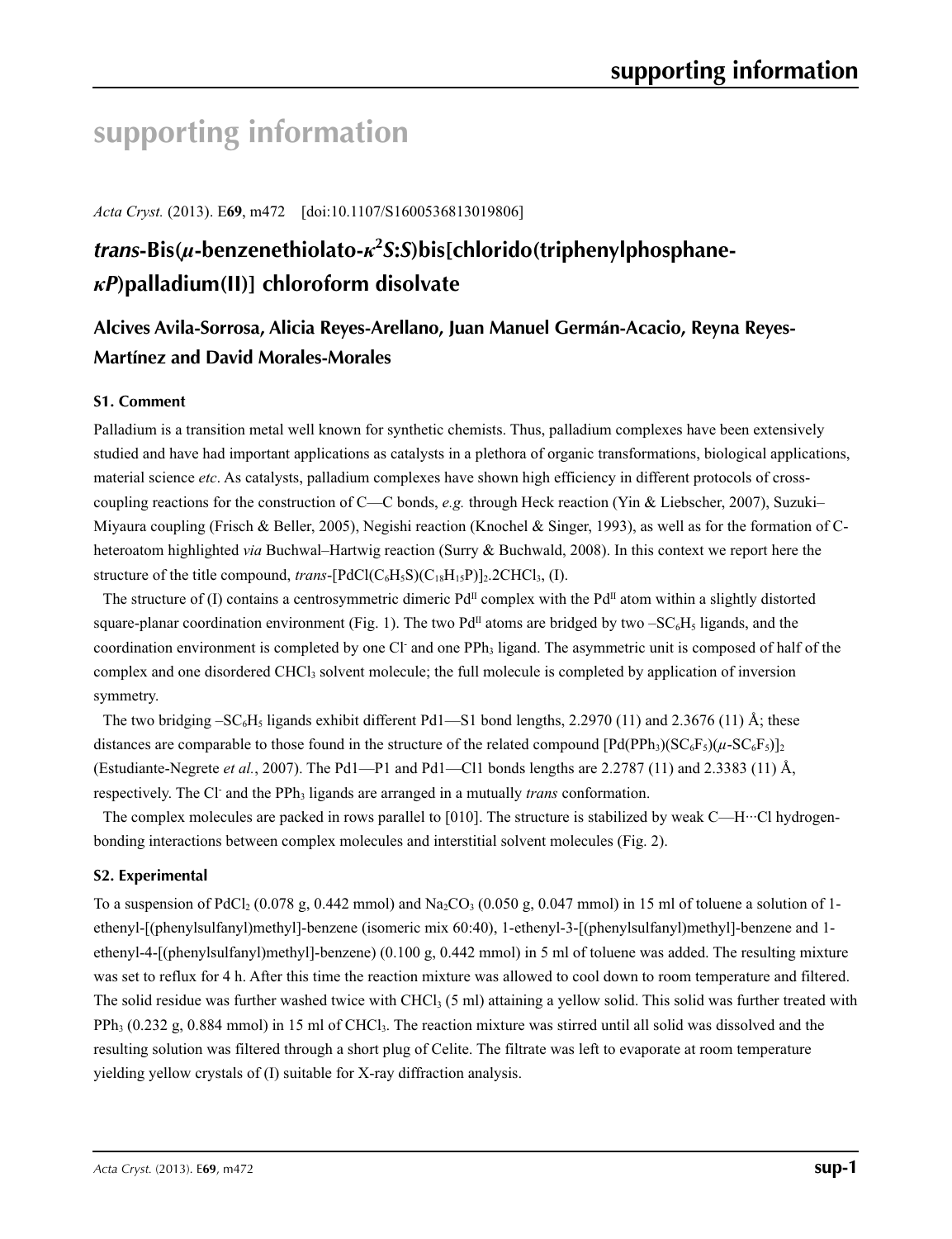# supporting information

*Acta Cryst.* (2013). E**69**, m472 [doi:10.1107/S1600536813019806]

## *trans*-Bis(*μ*-benzenethiolato-*κ*[2]*S*:*S*)bis[chlorido(triphenylphosphane-*κP*)palladium(II)] chloroform disolvate

### Alcives Avila-Sorrosa, Alicia Reyes-Arellano, Juan Manuel Germán-Acacio, Reyna Reyes-Martínez and David Morales-Morales

### S1. Comment

Palladium is a transition metal well known for synthetic chemists. Thus, palladium complexes have been extensively studied and have had important applications as catalysts in a plethora of organic transformations, biological applications, material science *etc*. As catalysts, palladium complexes have shown high efficiency in different protocols of cross-coupling reactions for the construction of C—C bonds, *e.g.* through Heck reaction (Yin & Liebscher, 2007), Suzuki–Miyaura coupling (Frisch & Beller, 2005), Negishi reaction (Knochel & Singer, 1993), as well as for the formation of C-heteroatom highlighted *via* Buchwal–Hartwig reaction (Surry & Buchwald, 2008). In this context we report here the structure of the title compound, *trans*-$[PdCl(C_6H_5S)(C_{18}H_{15}P)]_2.2CHCl_3$, (I).

The structure of (I) contains a centrosymmetric dimeric $Pd^{II}$ complex with the $Pd^{II}$ atom within a slightly distorted square-planar coordination environment (Fig. 1). The two $Pd^{II}$ atoms are bridged by two $–SC_6H_5$ ligands, and the coordination environment is completed by one $Cl^-$ and one $PPh_3$ ligand. The asymmetric unit is composed of half of the complex and one disordered $CHCl_3$ solvent molecule; the full molecule is completed by application of inversion symmetry.

The two bridging $–SC_6H_5$ ligands exhibit different Pd1—S1 bond lengths, 2.2970 (11) and 2.3676 (11) Å; these distances are comparable to those found in the structure of the related compound $[Pd(PPh_3)(SC_6F_5)(\mu\text{-}SC_6F_5)]_2$ (Estudiante-Negrete *et al.*, 2007). The Pd1—P1 and Pd1—Cl1 bonds lengths are 2.2787 (11) and 2.3383 (11) Å, respectively. The $Cl^-$ and the $PPh_3$ ligands are arranged in a mutually *trans* conformation.

The complex molecules are packed in rows parallel to [010]. The structure is stabilized by weak C—H···Cl hydrogen-bonding interactions between complex molecules and interstitial solvent molecules (Fig. 2).

### S2. Experimental

To a suspension of $PdCl_2$ (0.078 g, 0.442 mmol) and $Na_2CO_3$ (0.050 g, 0.047 mmol) in 15 ml of toluene a solution of 1-ethenyl-[(phenylsulfanyl)methyl]-benzene (isomeric mix 60:40), 1-ethenyl-3-[(phenylsulfanyl)methyl]-benzene and 1-ethenyl-4-[(phenylsulfanyl)methyl]-benzene) (0.100 g, 0.442 mmol) in 5 ml of toluene was added. The resulting mixture was set to reflux for 4 h. After this time the reaction mixture was allowed to cool down to room temperature and filtered. The solid residue was further washed twice with $CHCl_3$ (5 ml) attaining a yellow solid. This solid was further treated with $PPh_3$ (0.232 g, 0.884 mmol) in 15 ml of $CHCl_3$. The reaction mixture was stirred until all solid was dissolved and the resulting solution was filtered through a short plug of Celite. The filtrate was left to evaporate at room temperature yielding yellow crystals of (I) suitable for X-ray diffraction analysis.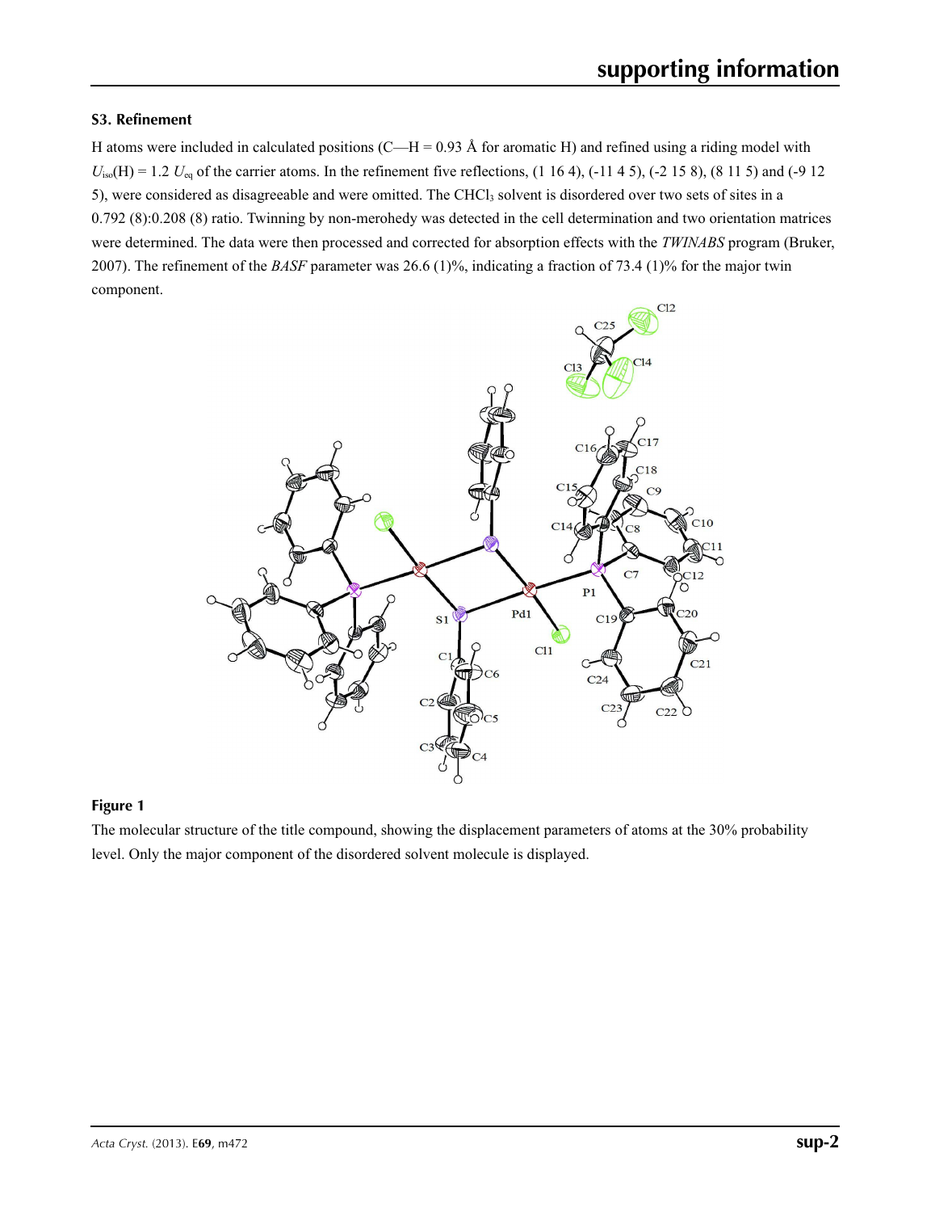### S3. Refinement

H atoms were included in calculated positions (C—H = 0.93 Å for aromatic H) and refined using a riding model with $U_{iso}$(H) = 1.2 $U_{eq}$ of the carrier atoms. In the refinement five reflections, (1 16 4), (-11 4 5), (-2 15 8), (8 11 5) and (-9 12 5), were considered as disagreeable and were omitted. The $CHCl_3$ solvent is disordered over two sets of sites in a 0.792 (8):0.208 (8) ratio. Twinning by non-merohedy was detected in the cell determination and two orientation matrices were determined. The data were then processed and corrected for absorption effects with the *TWINABS* program (Bruker, 2007). The refinement of the *BASF* parameter was 26.6 (1)%, indicating a fraction of 73.4 (1)% for the major twin component.

**Figure 1**

The molecular structure of the title compound, showing the displacement parameters of atoms at the 30% probability level. Only the major component of the disordered solvent molecule is displayed.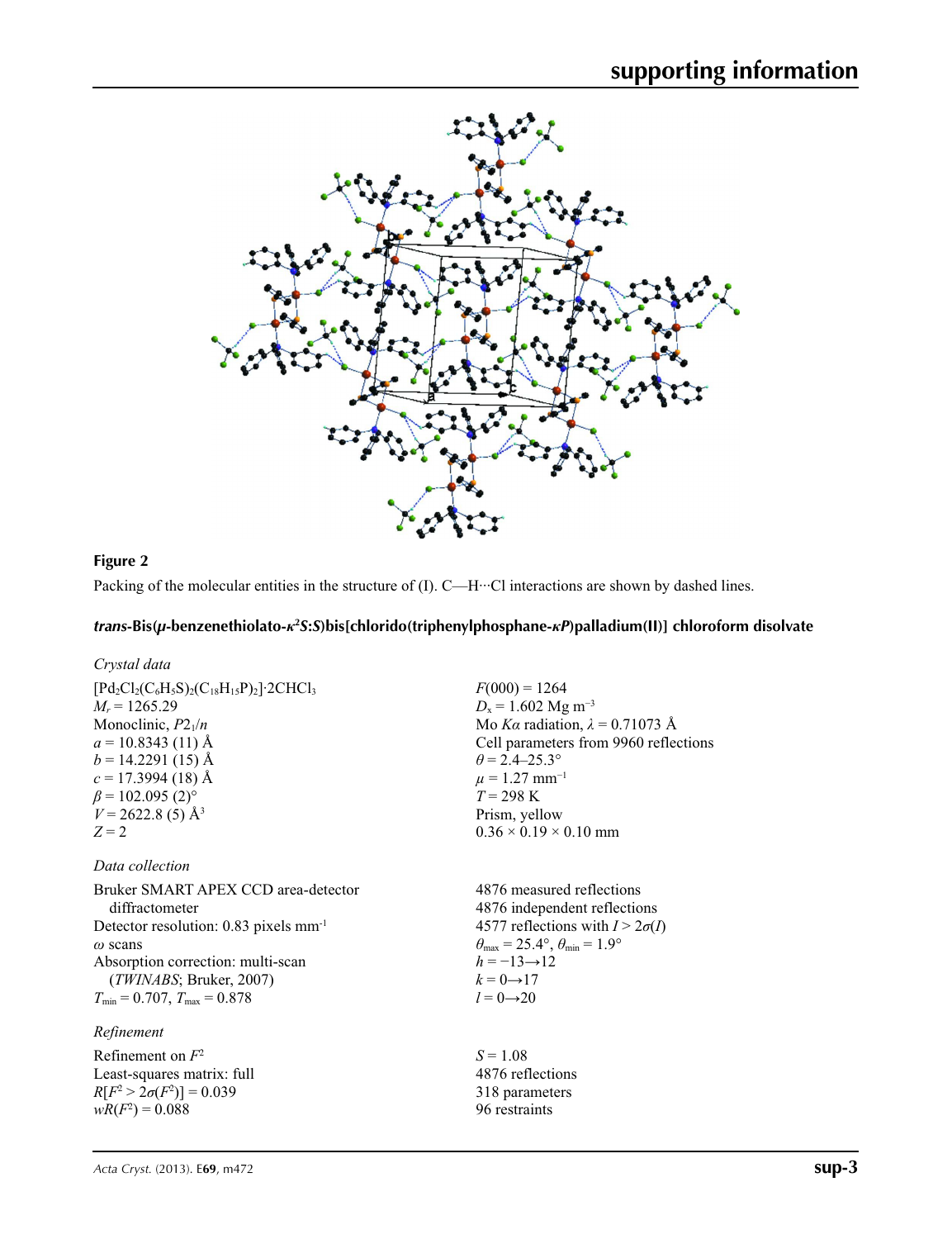**Figure 2**

Packing of the molecular entities in the structure of (I). C—H···Cl interactions are shown by dashed lines.

### *trans*-Bis(*μ*-benzenethiolato-$\kappa^2$*S*:*S*)bis[chlorido(triphenylphosphane-$\kappa$*P*)palladium(II)] chloroform disolvate

*Crystal data*

$[Pd_2Cl_2(C_6H_5S)_2(C_{18}H_{15}P)_2]\cdot 2CHCl_3$
$M_r = 1265.29$
Monoclinic, $P2_1/n$
$a = 10.8343$ (11) Å
$b = 14.2291$ (15) Å
$c = 17.3994$ (18) Å
$\beta = 102.095$ (2)°
$V = 2622.8$ (5) Å$^3$
$Z = 2$
$F(000) = 1264$
$D_x = 1.602$ Mg m$^{-3}$
Mo $K\alpha$ radiation, $\lambda = 0.71073$ Å
Cell parameters from 9960 reflections
$\theta = 2.4–25.3°$
$\mu = 1.27$ mm$^{-1}$
$T = 298$ K
Prism, yellow
$0.36 \times 0.19 \times 0.10$ mm

*Data collection*

Bruker SMART APEX CCD area-detector diffractometer
Detector resolution: 0.83 pixels mm$^{-1}$
$\omega$ scans
Absorption correction: multi-scan (*TWINABS*; Bruker, 2007)
$T_{min} = 0.707$, $T_{max} = 0.878$
4876 measured reflections
4876 independent reflections
4577 reflections with $I > 2\sigma(I)$
$\theta_{max} = 25.4°$, $\theta_{min} = 1.9°$
$h = -13 \rightarrow 12$
$k = 0 \rightarrow 17$
$l = 0 \rightarrow 20$

*Refinement*

Refinement on $F^2$
Least-squares matrix: full
$R[F^2 > 2\sigma(F^2)] = 0.039$
$wR(F^2) = 0.088$
$S = 1.08$
4876 reflections
318 parameters
96 restraints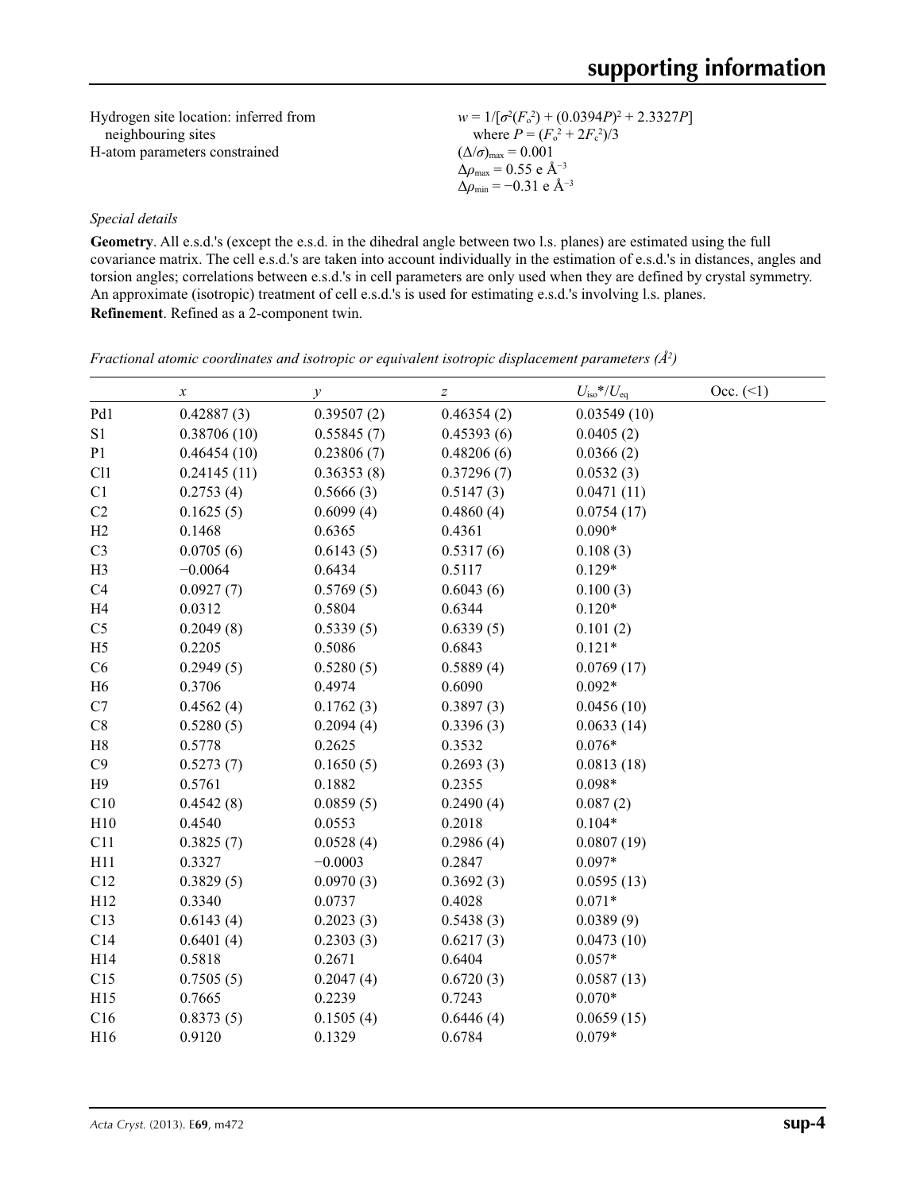Hydrogen site location: inferred from neighbouring sites

H-atom parameters constrained

$w = 1/[\sigma^2(F_o^2) + (0.0394P)^2 + 2.3327P]$ where $P = (F_o^2 + 2F_c^2)/3$

$(\Delta/\sigma)_{max} = 0.001$

$\Delta\rho_{max} = 0.55$ e Å$^{-3}$

$\Delta\rho_{min} = -0.31$ e Å$^{-3}$

### *Special details*

**Geometry**. All e.s.d.'s (except the e.s.d. in the dihedral angle between two l.s. planes) are estimated using the full covariance matrix. The cell e.s.d.'s are taken into account individually in the estimation of e.s.d.'s in distances, angles and torsion angles; correlations between e.s.d.'s in cell parameters are only used when they are defined by crystal symmetry. An approximate (isotropic) treatment of cell e.s.d.'s is used for estimating e.s.d.'s involving l.s. planes.

**Refinement**. Refined as a 2-component twin.

*Fractional atomic coordinates and isotropic or equivalent isotropic displacement parameters (Å$^2$)*

| | $x$ | $y$ | $z$ | $U_{iso}$*/$U_{eq}$ | Occ. (<1) |
|---|---|---|---|---|---|
| Pd1 | 0.42887 (3) | 0.39507 (2) | 0.46354 (2) | 0.03549 (10) | |
| S1 | 0.38706 (10) | 0.55845 (7) | 0.45393 (6) | 0.0405 (2) | |
| P1 | 0.46454 (10) | 0.23806 (7) | 0.48206 (6) | 0.0366 (2) | |
| Cl1 | 0.24145 (11) | 0.36353 (8) | 0.37296 (7) | 0.0532 (3) | |
| C1 | 0.2753 (4) | 0.5666 (3) | 0.5147 (3) | 0.0471 (11) | |
| C2 | 0.1625 (5) | 0.6099 (4) | 0.4860 (4) | 0.0754 (17) | |
| H2 | 0.1468 | 0.6365 | 0.4361 | 0.090* | |
| C3 | 0.0705 (6) | 0.6143 (5) | 0.5317 (6) | 0.108 (3) | |
| H3 | −0.0064 | 0.6434 | 0.5117 | 0.129* | |
| C4 | 0.0927 (7) | 0.5769 (5) | 0.6043 (6) | 0.100 (3) | |
| H4 | 0.0312 | 0.5804 | 0.6344 | 0.120* | |
| C5 | 0.2049 (8) | 0.5339 (5) | 0.6339 (5) | 0.101 (2) | |
| H5 | 0.2205 | 0.5086 | 0.6843 | 0.121* | |
| C6 | 0.2949 (5) | 0.5280 (5) | 0.5889 (4) | 0.0769 (17) | |
| H6 | 0.3706 | 0.4974 | 0.6090 | 0.092* | |
| C7 | 0.4562 (4) | 0.1762 (3) | 0.3897 (3) | 0.0456 (10) | |
| C8 | 0.5280 (5) | 0.2094 (4) | 0.3396 (3) | 0.0633 (14) | |
| H8 | 0.5778 | 0.2625 | 0.3532 | 0.076* | |
| C9 | 0.5273 (7) | 0.1650 (5) | 0.2693 (3) | 0.0813 (18) | |
| H9 | 0.5761 | 0.1882 | 0.2355 | 0.098* | |
| C10 | 0.4542 (8) | 0.0859 (5) | 0.2490 (4) | 0.087 (2) | |
| H10 | 0.4540 | 0.0553 | 0.2018 | 0.104* | |
| C11 | 0.3825 (7) | 0.0528 (4) | 0.2986 (4) | 0.0807 (19) | |
| H11 | 0.3327 | −0.0003 | 0.2847 | 0.097* | |
| C12 | 0.3829 (5) | 0.0970 (3) | 0.3692 (3) | 0.0595 (13) | |
| H12 | 0.3340 | 0.0737 | 0.4028 | 0.071* | |
| C13 | 0.6143 (4) | 0.2023 (3) | 0.5438 (3) | 0.0389 (9) | |
| C14 | 0.6401 (4) | 0.2303 (3) | 0.6217 (3) | 0.0473 (10) | |
| H14 | 0.5818 | 0.2671 | 0.6404 | 0.057* | |
| C15 | 0.7505 (5) | 0.2047 (4) | 0.6720 (3) | 0.0587 (13) | |
| H15 | 0.7665 | 0.2239 | 0.7243 | 0.070* | |
| C16 | 0.8373 (5) | 0.1505 (4) | 0.6446 (4) | 0.0659 (15) | |
| H16 | 0.9120 | 0.1329 | 0.6784 | 0.079* | |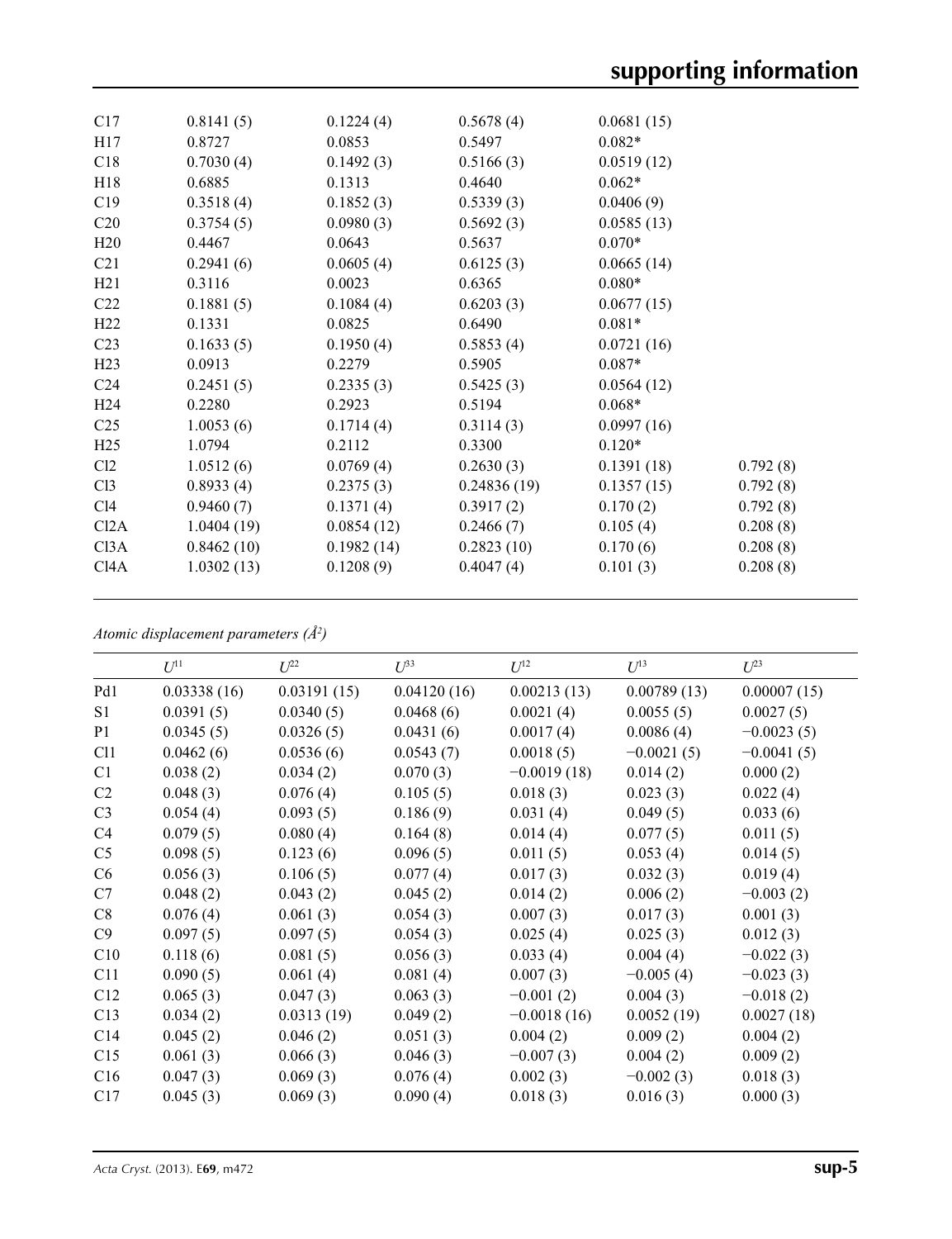| | | | | | |
|---|---|---|---|---|---|
| C17 | 0.8141 (5) | 0.1224 (4) | 0.5678 (4) | 0.0681 (15) | |
| H17 | 0.8727 | 0.0853 | 0.5497 | 0.082* | |
| C18 | 0.7030 (4) | 0.1492 (3) | 0.5166 (3) | 0.0519 (12) | |
| H18 | 0.6885 | 0.1313 | 0.4640 | 0.062* | |
| C19 | 0.3518 (4) | 0.1852 (3) | 0.5339 (3) | 0.0406 (9) | |
| C20 | 0.3754 (5) | 0.0980 (3) | 0.5692 (3) | 0.0585 (13) | |
| H20 | 0.4467 | 0.0643 | 0.5637 | 0.070* | |
| C21 | 0.2941 (6) | 0.0605 (4) | 0.6125 (3) | 0.0665 (14) | |
| H21 | 0.3116 | 0.0023 | 0.6365 | 0.080* | |
| C22 | 0.1881 (5) | 0.1084 (4) | 0.6203 (3) | 0.0677 (15) | |
| H22 | 0.1331 | 0.0825 | 0.6490 | 0.081* | |
| C23 | 0.1633 (5) | 0.1950 (4) | 0.5853 (4) | 0.0721 (16) | |
| H23 | 0.0913 | 0.2279 | 0.5905 | 0.087* | |
| C24 | 0.2451 (5) | 0.2335 (3) | 0.5425 (3) | 0.0564 (12) | |
| H24 | 0.2280 | 0.2923 | 0.5194 | 0.068* | |
| C25 | 1.0053 (6) | 0.1714 (4) | 0.3114 (3) | 0.0997 (16) | |
| H25 | 1.0794 | 0.2112 | 0.3300 | 0.120* | |
| Cl2 | 1.0512 (6) | 0.0769 (4) | 0.2630 (3) | 0.1391 (18) | 0.792 (8) |
| Cl3 | 0.8933 (4) | 0.2375 (3) | 0.24836 (19) | 0.1357 (15) | 0.792 (8) |
| Cl4 | 0.9460 (7) | 0.1371 (4) | 0.3917 (2) | 0.170 (2) | 0.792 (8) |
| Cl2A | 1.0404 (19) | 0.0854 (12) | 0.2466 (7) | 0.105 (4) | 0.208 (8) |
| Cl3A | 0.8462 (10) | 0.1982 (14) | 0.2823 (10) | 0.170 (6) | 0.208 (8) |
| Cl4A | 1.0302 (13) | 0.1208 (9) | 0.4047 (4) | 0.101 (3) | 0.208 (8) |

*Atomic displacement parameters (Å²)*

| | $U^{11}$ | $U^{22}$ | $U^{33}$ | $U^{12}$ | $U^{13}$ | $U^{23}$ |
|---|---|---|---|---|---|---|
| Pd1 | 0.03338 (16) | 0.03191 (15) | 0.04120 (16) | 0.00213 (13) | 0.00789 (13) | 0.00007 (15) |
| S1 | 0.0391 (5) | 0.0340 (5) | 0.0468 (6) | 0.0021 (4) | 0.0055 (5) | 0.0027 (5) |
| P1 | 0.0345 (5) | 0.0326 (5) | 0.0431 (6) | 0.0017 (4) | 0.0086 (4) | −0.0023 (5) |
| Cl1 | 0.0462 (6) | 0.0536 (6) | 0.0543 (7) | 0.0018 (5) | −0.0021 (5) | −0.0041 (5) |
| C1 | 0.038 (2) | 0.034 (2) | 0.070 (3) | −0.0019 (18) | 0.014 (2) | 0.000 (2) |
| C2 | 0.048 (3) | 0.076 (4) | 0.105 (5) | 0.018 (3) | 0.023 (3) | 0.022 (4) |
| C3 | 0.054 (4) | 0.093 (5) | 0.186 (9) | 0.031 (4) | 0.049 (5) | 0.033 (6) |
| C4 | 0.079 (5) | 0.080 (4) | 0.164 (8) | 0.014 (4) | 0.077 (5) | 0.011 (5) |
| C5 | 0.098 (5) | 0.123 (6) | 0.096 (5) | 0.011 (5) | 0.053 (4) | 0.014 (5) |
| C6 | 0.056 (3) | 0.106 (5) | 0.077 (4) | 0.017 (3) | 0.032 (3) | 0.019 (4) |
| C7 | 0.048 (2) | 0.043 (2) | 0.045 (2) | 0.014 (2) | 0.006 (2) | −0.003 (2) |
| C8 | 0.076 (4) | 0.061 (3) | 0.054 (3) | 0.007 (3) | 0.017 (3) | 0.001 (3) |
| C9 | 0.097 (5) | 0.097 (5) | 0.054 (3) | 0.025 (4) | 0.025 (3) | 0.012 (3) |
| C10 | 0.118 (6) | 0.081 (5) | 0.056 (3) | 0.033 (4) | 0.004 (4) | −0.022 (3) |
| C11 | 0.090 (5) | 0.061 (4) | 0.081 (4) | 0.007 (3) | −0.005 (4) | −0.023 (3) |
| C12 | 0.065 (3) | 0.047 (3) | 0.063 (3) | −0.001 (2) | 0.004 (3) | −0.018 (2) |
| C13 | 0.034 (2) | 0.0313 (19) | 0.049 (2) | −0.0018 (16) | 0.0052 (19) | 0.0027 (18) |
| C14 | 0.045 (2) | 0.046 (2) | 0.051 (3) | 0.004 (2) | 0.009 (2) | 0.004 (2) |
| C15 | 0.061 (3) | 0.066 (3) | 0.046 (3) | −0.007 (3) | 0.004 (2) | 0.009 (2) |
| C16 | 0.047 (3) | 0.069 (3) | 0.076 (4) | 0.002 (3) | −0.002 (3) | 0.018 (3) |
| C17 | 0.045 (3) | 0.069 (3) | 0.090 (4) | 0.018 (3) | 0.016 (3) | 0.000 (3) |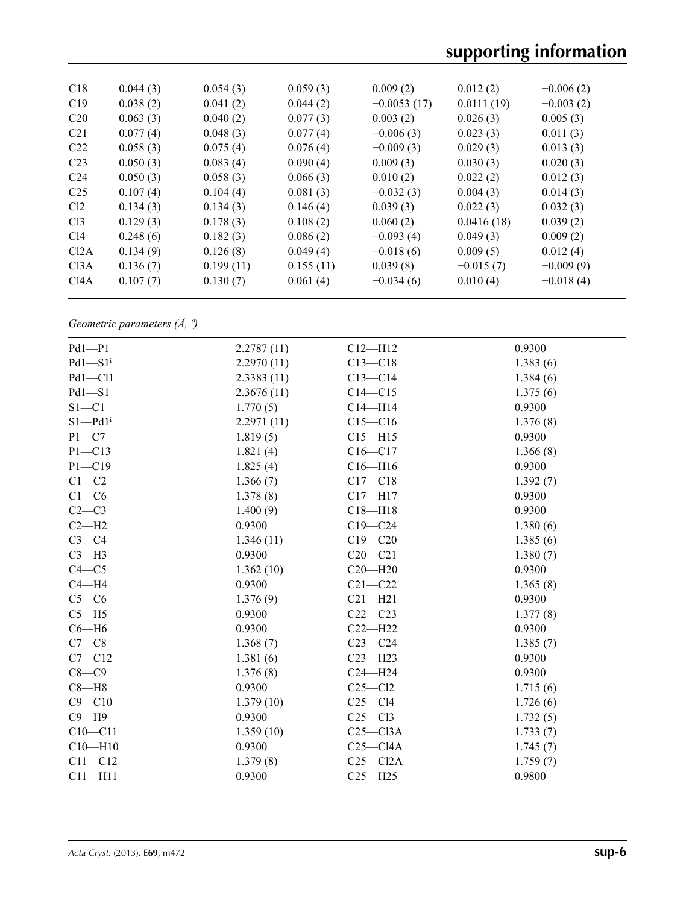| | | | | | | |
|---|---|---|---|---|---|---|
| C18 | 0.044 (3) | 0.054 (3) | 0.059 (3) | 0.009 (2) | 0.012 (2) | −0.006 (2) |
| C19 | 0.038 (2) | 0.041 (2) | 0.044 (2) | −0.0053 (17) | 0.0111 (19) | −0.003 (2) |
| C20 | 0.063 (3) | 0.040 (2) | 0.077 (3) | 0.003 (2) | 0.026 (3) | 0.005 (3) |
| C21 | 0.077 (4) | 0.048 (3) | 0.077 (4) | −0.006 (3) | 0.023 (3) | 0.011 (3) |
| C22 | 0.058 (3) | 0.075 (4) | 0.076 (4) | −0.009 (3) | 0.029 (3) | 0.013 (3) |
| C23 | 0.050 (3) | 0.083 (4) | 0.090 (4) | 0.009 (3) | 0.030 (3) | 0.020 (3) |
| C24 | 0.050 (3) | 0.058 (3) | 0.066 (3) | 0.010 (2) | 0.022 (2) | 0.012 (3) |
| C25 | 0.107 (4) | 0.104 (4) | 0.081 (3) | −0.032 (3) | 0.004 (3) | 0.014 (3) |
| Cl2 | 0.134 (3) | 0.134 (3) | 0.146 (4) | 0.039 (3) | 0.022 (3) | 0.032 (3) |
| Cl3 | 0.129 (3) | 0.178 (3) | 0.108 (2) | 0.060 (2) | 0.0416 (18) | 0.039 (2) |
| Cl4 | 0.248 (6) | 0.182 (3) | 0.086 (2) | −0.093 (4) | 0.049 (3) | 0.009 (2) |
| Cl2A | 0.134 (9) | 0.126 (8) | 0.049 (4) | −0.018 (6) | 0.009 (5) | 0.012 (4) |
| Cl3A | 0.136 (7) | 0.199 (11) | 0.155 (11) | 0.039 (8) | −0.015 (7) | −0.009 (9) |
| Cl4A | 0.107 (7) | 0.130 (7) | 0.061 (4) | −0.034 (6) | 0.010 (4) | −0.018 (4) |

*Geometric parameters (Å, º)*

| | | | |
|---|---|---|---|
| Pd1—P1 | 2.2787 (11) | C12—H12 | 0.9300 |
| Pd1—S1$^{i}$ | 2.2970 (11) | C13—C18 | 1.383 (6) |
| Pd1—Cl1 | 2.3383 (11) | C13—C14 | 1.384 (6) |
| Pd1—S1 | 2.3676 (11) | C14—C15 | 1.375 (6) |
| S1—C1 | 1.770 (5) | C14—H14 | 0.9300 |
| S1—Pd1$^{i}$ | 2.2971 (11) | C15—C16 | 1.376 (8) |
| P1—C7 | 1.819 (5) | C15—H15 | 0.9300 |
| P1—C13 | 1.821 (4) | C16—C17 | 1.366 (8) |
| P1—C19 | 1.825 (4) | C16—H16 | 0.9300 |
| C1—C2 | 1.366 (7) | C17—C18 | 1.392 (7) |
| C1—C6 | 1.378 (8) | C17—H17 | 0.9300 |
| C2—C3 | 1.400 (9) | C18—H18 | 0.9300 |
| C2—H2 | 0.9300 | C19—C24 | 1.380 (6) |
| C3—C4 | 1.346 (11) | C19—C20 | 1.385 (6) |
| C3—H3 | 0.9300 | C20—C21 | 1.380 (7) |
| C4—C5 | 1.362 (10) | C20—H20 | 0.9300 |
| C4—H4 | 0.9300 | C21—C22 | 1.365 (8) |
| C5—C6 | 1.376 (9) | C21—H21 | 0.9300 |
| C5—H5 | 0.9300 | C22—C23 | 1.377 (8) |
| C6—H6 | 0.9300 | C22—H22 | 0.9300 |
| C7—C8 | 1.368 (7) | C23—C24 | 1.385 (7) |
| C7—C12 | 1.381 (6) | C23—H23 | 0.9300 |
| C8—C9 | 1.376 (8) | C24—H24 | 0.9300 |
| C8—H8 | 0.9300 | C25—Cl2 | 1.715 (6) |
| C9—C10 | 1.379 (10) | C25—Cl4 | 1.726 (6) |
| C9—H9 | 0.9300 | C25—Cl3 | 1.732 (5) |
| C10—C11 | 1.359 (10) | C25—Cl3A | 1.733 (7) |
| C10—H10 | 0.9300 | C25—Cl4A | 1.745 (7) |
| C11—C12 | 1.379 (8) | C25—Cl2A | 1.759 (7) |
| C11—H11 | 0.9300 | C25—H25 | 0.9800 |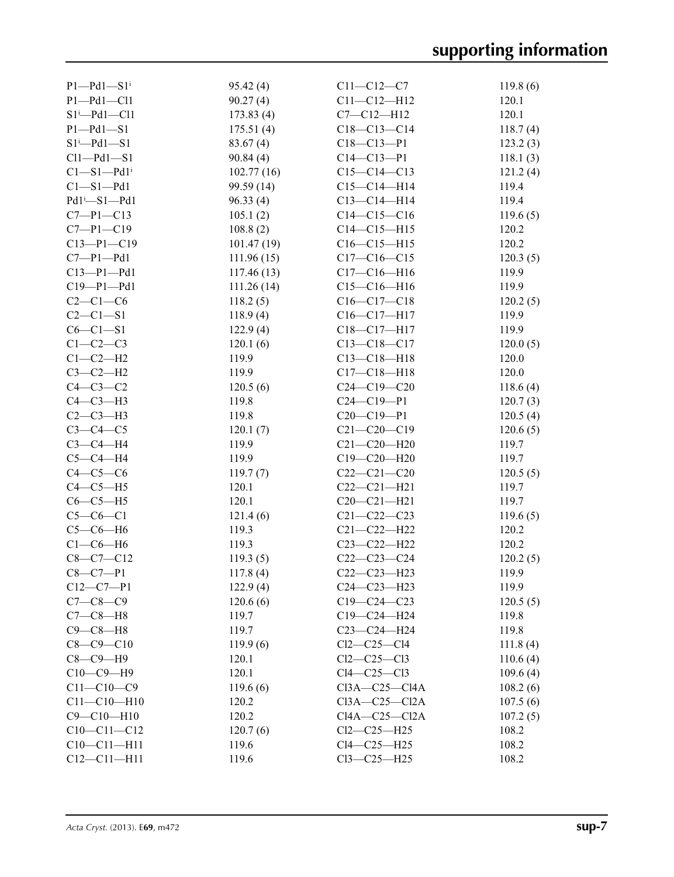| | | | |
|---|---|---|---|
| P1—Pd1—S1$^{i}$ | 95.42 (4) | C11—C12—C7 | 119.8 (6) |
| P1—Pd1—Cl1 | 90.27 (4) | C11—C12—H12 | 120.1 |
| S1$^{i}$—Pd1—Cl1 | 173.83 (4) | C7—C12—H12 | 120.1 |
| P1—Pd1—S1 | 175.51 (4) | C18—C13—C14 | 118.7 (4) |
| S1$^{i}$—Pd1—S1 | 83.67 (4) | C18—C13—P1 | 123.2 (3) |
| Cl1—Pd1—S1 | 90.84 (4) | C14—C13—P1 | 118.1 (3) |
| C1—S1—Pd1$^{i}$ | 102.77 (16) | C15—C14—C13 | 121.2 (4) |
| C1—S1—Pd1 | 99.59 (14) | C15—C14—H14 | 119.4 |
| Pd1$^{i}$—S1—Pd1 | 96.33 (4) | C13—C14—H14 | 119.4 |
| C7—P1—C13 | 105.1 (2) | C14—C15—C16 | 119.6 (5) |
| C7—P1—C19 | 108.8 (2) | C14—C15—H15 | 120.2 |
| C13—P1—C19 | 101.47 (19) | C16—C15—H15 | 120.2 |
| C7—P1—Pd1 | 111.96 (15) | C17—C16—C15 | 120.3 (5) |
| C13—P1—Pd1 | 117.46 (13) | C17—C16—H16 | 119.9 |
| C19—P1—Pd1 | 111.26 (14) | C15—C16—H16 | 119.9 |
| C2—C1—C6 | 118.2 (5) | C16—C17—C18 | 120.2 (5) |
| C2—C1—S1 | 118.9 (4) | C16—C17—H17 | 119.9 |
| C6—C1—S1 | 122.9 (4) | C18—C17—H17 | 119.9 |
| C1—C2—C3 | 120.1 (6) | C13—C18—C17 | 120.0 (5) |
| C1—C2—H2 | 119.9 | C13—C18—H18 | 120.0 |
| C3—C2—H2 | 119.9 | C17—C18—H18 | 120.0 |
| C4—C3—C2 | 120.5 (6) | C24—C19—C20 | 118.6 (4) |
| C4—C3—H3 | 119.8 | C24—C19—P1 | 120.7 (3) |
| C2—C3—H3 | 119.8 | C20—C19—P1 | 120.5 (4) |
| C3—C4—C5 | 120.1 (7) | C21—C20—C19 | 120.6 (5) |
| C3—C4—H4 | 119.9 | C21—C20—H20 | 119.7 |
| C5—C4—H4 | 119.9 | C19—C20—H20 | 119.7 |
| C4—C5—C6 | 119.7 (7) | C22—C21—C20 | 120.5 (5) |
| C4—C5—H5 | 120.1 | C22—C21—H21 | 119.7 |
| C6—C5—H5 | 120.1 | C20—C21—H21 | 119.7 |
| C5—C6—C1 | 121.4 (6) | C21—C22—C23 | 119.6 (5) |
| C5—C6—H6 | 119.3 | C21—C22—H22 | 120.2 |
| C1—C6—H6 | 119.3 | C23—C22—H22 | 120.2 |
| C8—C7—C12 | 119.3 (5) | C22—C23—C24 | 120.2 (5) |
| C8—C7—P1 | 117.8 (4) | C22—C23—H23 | 119.9 |
| C12—C7—P1 | 122.9 (4) | C24—C23—H23 | 119.9 |
| C7—C8—C9 | 120.6 (6) | C19—C24—C23 | 120.5 (5) |
| C7—C8—H8 | 119.7 | C19—C24—H24 | 119.8 |
| C9—C8—H8 | 119.7 | C23—C24—H24 | 119.8 |
| C8—C9—C10 | 119.9 (6) | Cl2—C25—Cl4 | 111.8 (4) |
| C8—C9—H9 | 120.1 | Cl2—C25—Cl3 | 110.6 (4) |
| C10—C9—H9 | 120.1 | Cl4—C25—Cl3 | 109.6 (4) |
| C11—C10—C9 | 119.6 (6) | Cl3A—C25—Cl4A | 108.2 (6) |
| C11—C10—H10 | 120.2 | Cl3A—C25—Cl2A | 107.5 (6) |
| C9—C10—H10 | 120.2 | Cl4A—C25—Cl2A | 107.2 (5) |
| C10—C11—C12 | 120.7 (6) | Cl2—C25—H25 | 108.2 |
| C10—C11—H11 | 119.6 | Cl4—C25—H25 | 108.2 |
| C12—C11—H11 | 119.6 | Cl3—C25—H25 | 108.2 |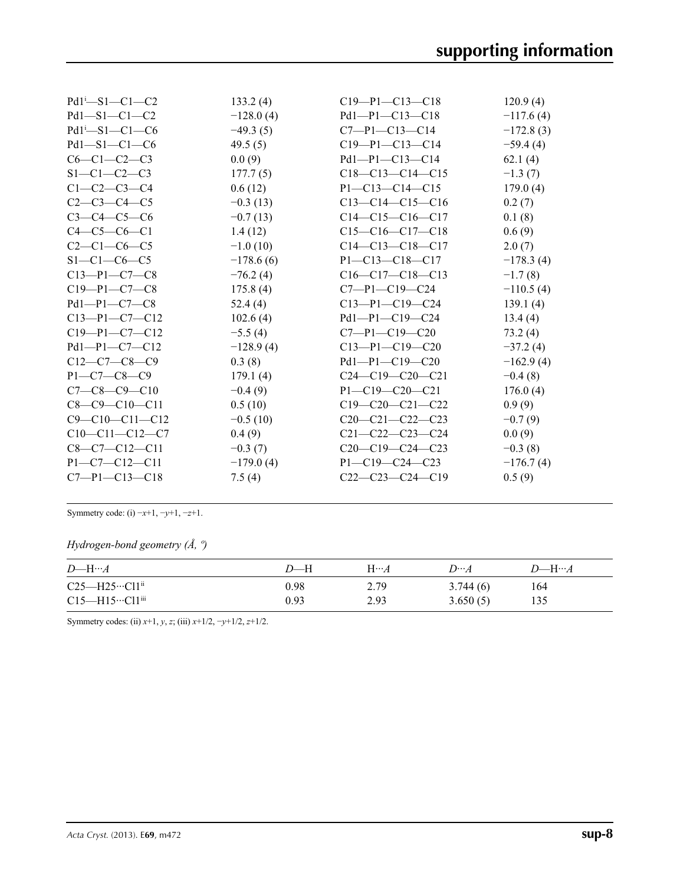| | | | |
|---|---|---|---|
| Pd1$^{i}$—S1—C1—C2 | 133.2 (4) | C19—P1—C13—C18 | 120.9 (4) |
| Pd1—S1—C1—C2 | −128.0 (4) | Pd1—P1—C13—C18 | −117.6 (4) |
| Pd1$^{i}$—S1—C1—C6 | −49.3 (5) | C7—P1—C13—C14 | −172.8 (3) |
| Pd1—S1—C1—C6 | 49.5 (5) | C19—P1—C13—C14 | −59.4 (4) |
| C6—C1—C2—C3 | 0.0 (9) | Pd1—P1—C13—C14 | 62.1 (4) |
| S1—C1—C2—C3 | 177.7 (5) | C18—C13—C14—C15 | −1.3 (7) |
| C1—C2—C3—C4 | 0.6 (12) | P1—C13—C14—C15 | 179.0 (4) |
| C2—C3—C4—C5 | −0.3 (13) | C13—C14—C15—C16 | 0.2 (7) |
| C3—C4—C5—C6 | −0.7 (13) | C14—C15—C16—C17 | 0.1 (8) |
| C4—C5—C6—C1 | 1.4 (12) | C15—C16—C17—C18 | 0.6 (9) |
| C2—C1—C6—C5 | −1.0 (10) | C14—C13—C18—C17 | 2.0 (7) |
| S1—C1—C6—C5 | −178.6 (6) | P1—C13—C18—C17 | −178.3 (4) |
| C13—P1—C7—C8 | −76.2 (4) | C16—C17—C18—C13 | −1.7 (8) |
| C19—P1—C7—C8 | 175.8 (4) | C7—P1—C19—C24 | −110.5 (4) |
| Pd1—P1—C7—C8 | 52.4 (4) | C13—P1—C19—C24 | 139.1 (4) |
| C13—P1—C7—C12 | 102.6 (4) | Pd1—P1—C19—C24 | 13.4 (4) |
| C19—P1—C7—C12 | −5.5 (4) | C7—P1—C19—C20 | 73.2 (4) |
| Pd1—P1—C7—C12 | −128.9 (4) | C13—P1—C19—C20 | −37.2 (4) |
| C12—C7—C8—C9 | 0.3 (8) | Pd1—P1—C19—C20 | −162.9 (4) |
| P1—C7—C8—C9 | 179.1 (4) | C24—C19—C20—C21 | −0.4 (8) |
| C7—C8—C9—C10 | −0.4 (9) | P1—C19—C20—C21 | 176.0 (4) |
| C8—C9—C10—C11 | 0.5 (10) | C19—C20—C21—C22 | 0.9 (9) |
| C9—C10—C11—C12 | −0.5 (10) | C20—C21—C22—C23 | −0.7 (9) |
| C10—C11—C12—C7 | 0.4 (9) | C21—C22—C23—C24 | 0.0 (9) |
| C8—C7—C12—C11 | −0.3 (7) | C20—C19—C24—C23 | −0.3 (8) |
| P1—C7—C12—C11 | −179.0 (4) | P1—C19—C24—C23 | −176.7 (4) |
| C7—P1—C13—C18 | 7.5 (4) | C22—C23—C24—C19 | 0.5 (9) |

Symmetry code: (i) −x+1, −y+1, −z+1.

*Hydrogen-bond geometry (Å, º)*

| *D*—H···*A* | *D*—H | H···*A* | *D*···*A* | *D*—H···*A* |
|---|---|---|---|---|
| C25—H25···Cl1$^{ii}$ | 0.98 | 2.79 | 3.744 (6) | 164 |
| C15—H15···Cl1$^{iii}$ | 0.93 | 2.93 | 3.650 (5) | 135 |

Symmetry codes: (ii) x+1, y, z; (iii) x+1/2, −y+1/2, z+1/2.